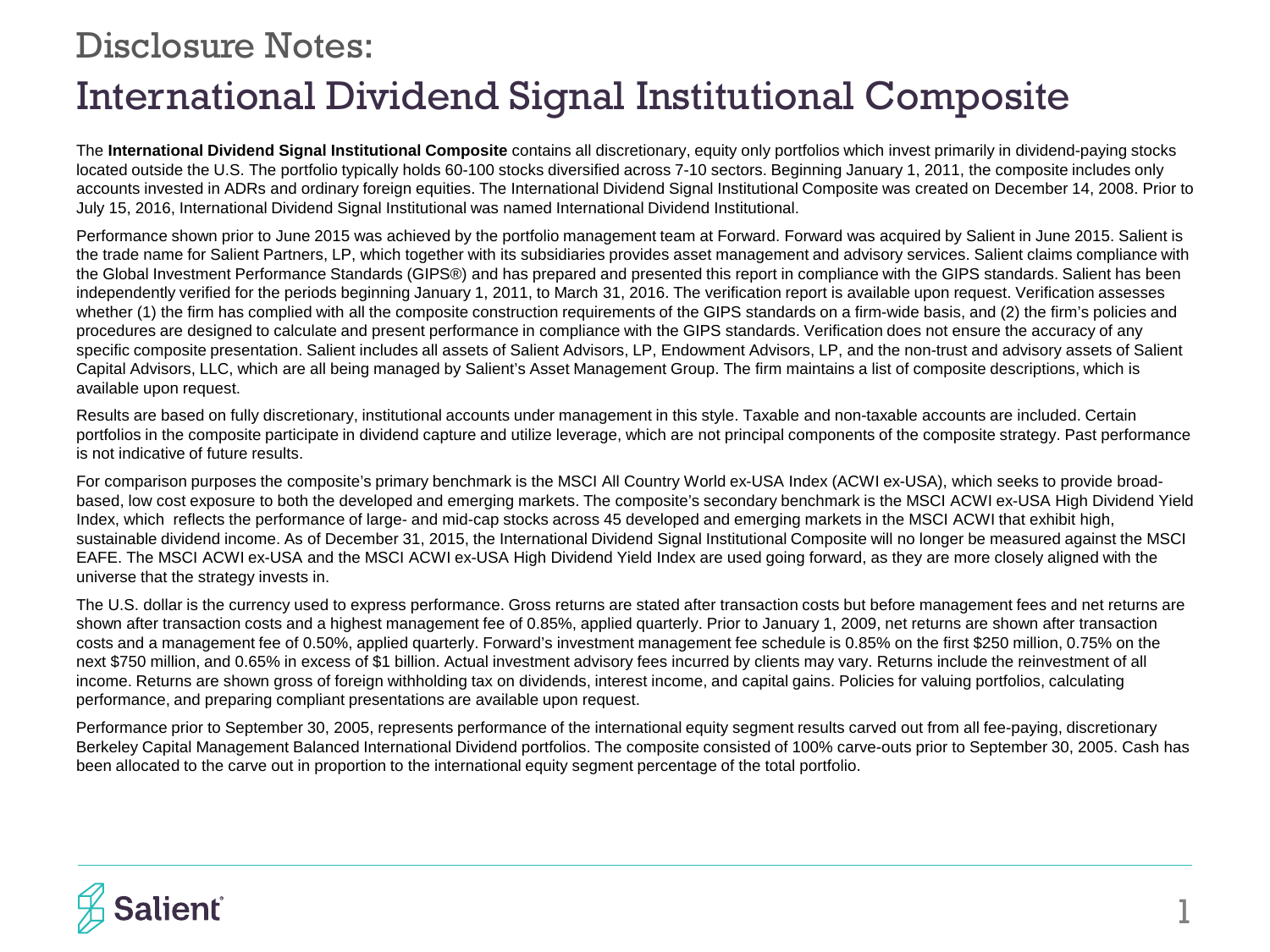# Disclosure Notes:

# International Dividend Signal Institutional Composite

The **International Dividend Signal Institutional Composite** contains all discretionary, equity only portfolios which invest primarily in dividend-paying stocks located outside the U.S. The portfolio typically holds 60-100 stocks diversified across 7-10 sectors. Beginning January 1, 2011, the composite includes only accounts invested in ADRs and ordinary foreign equities. The International Dividend Signal Institutional Composite was created on December 14, 2008. Prior to July 15, 2016, International Dividend Signal Institutional was named International Dividend Institutional.

Performance shown prior to June 2015 was achieved by the portfolio management team at Forward. Forward was acquired by Salient in June 2015. Salient is the trade name for Salient Partners, LP, which together with its subsidiaries provides asset management and advisory services. Salient claims compliance with the Global Investment Performance Standards (GIPS®) and has prepared and presented this report in compliance with the GIPS standards. Salient has been independently verified for the periods beginning January 1, 2011, to March 31, 2016. The verification report is available upon request. Verification assesses whether (1) the firm has complied with all the composite construction requirements of the GIPS standards on a firm-wide basis, and (2) the firm's policies and procedures are designed to calculate and present performance in compliance with the GIPS standards. Verification does not ensure the accuracy of any specific composite presentation. Salient includes all assets of Salient Advisors, LP, Endowment Advisors, LP, and the non-trust and advisory assets of Salient Capital Advisors, LLC, which are all being managed by Salient's Asset Management Group. The firm maintains a list of composite descriptions, which is available upon request.

Results are based on fully discretionary, institutional accounts under management in this style. Taxable and non-taxable accounts are included. Certain portfolios in the composite participate in dividend capture and utilize leverage, which are not principal components of the composite strategy. Past performance is not indicative of future results.

For comparison purposes the composite's primary benchmark is the MSCI All Country World ex-USA Index (ACWI ex-USA), which seeks to provide broad-based, low cost exposure to both the developed and emerging markets. The composite's secondary benchmark is the MSCI ACWI ex-USA High Dividend Yield Index, which reflects the performance of large- and mid-cap stocks across 45 developed and emerging markets in the MSCI ACWI that exhibit high, sustainable dividend income. As of December 31, 2015, the International Dividend Signal Institutional Composite will no longer be measured against the MSCI EAFE. The MSCI ACWI ex-USA and the MSCI ACWI ex-USA High Dividend Yield Index are used going forward, as they are more closely aligned with the universe that the strategy invests in.

The U.S. dollar is the currency used to express performance. Gross returns are stated after transaction costs but before management fees and net returns are shown after transaction costs and a highest management fee of 0.85%, applied quarterly. Prior to January 1, 2009, net returns are shown after transaction costs and a management fee of 0.50%, applied quarterly. Forward's investment management fee schedule is 0.85% on the first $250 million, 0.75% on the next $750 million, and 0.65% in excess of $1 billion. Actual investment advisory fees incurred by clients may vary. Returns include the reinvestment of all income. Returns are shown gross of foreign withholding tax on dividends, interest income, and capital gains. Policies for valuing portfolios, calculating performance, and preparing compliant presentations are available upon request.

Performance prior to September 30, 2005, represents performance of the international equity segment results carved out from all fee-paying, discretionary Berkeley Capital Management Balanced International Dividend portfolios. The composite consisted of 100% carve-outs prior to September 30, 2005. Cash has been allocated to the carve out in proportion to the international equity segment percentage of the total portfolio.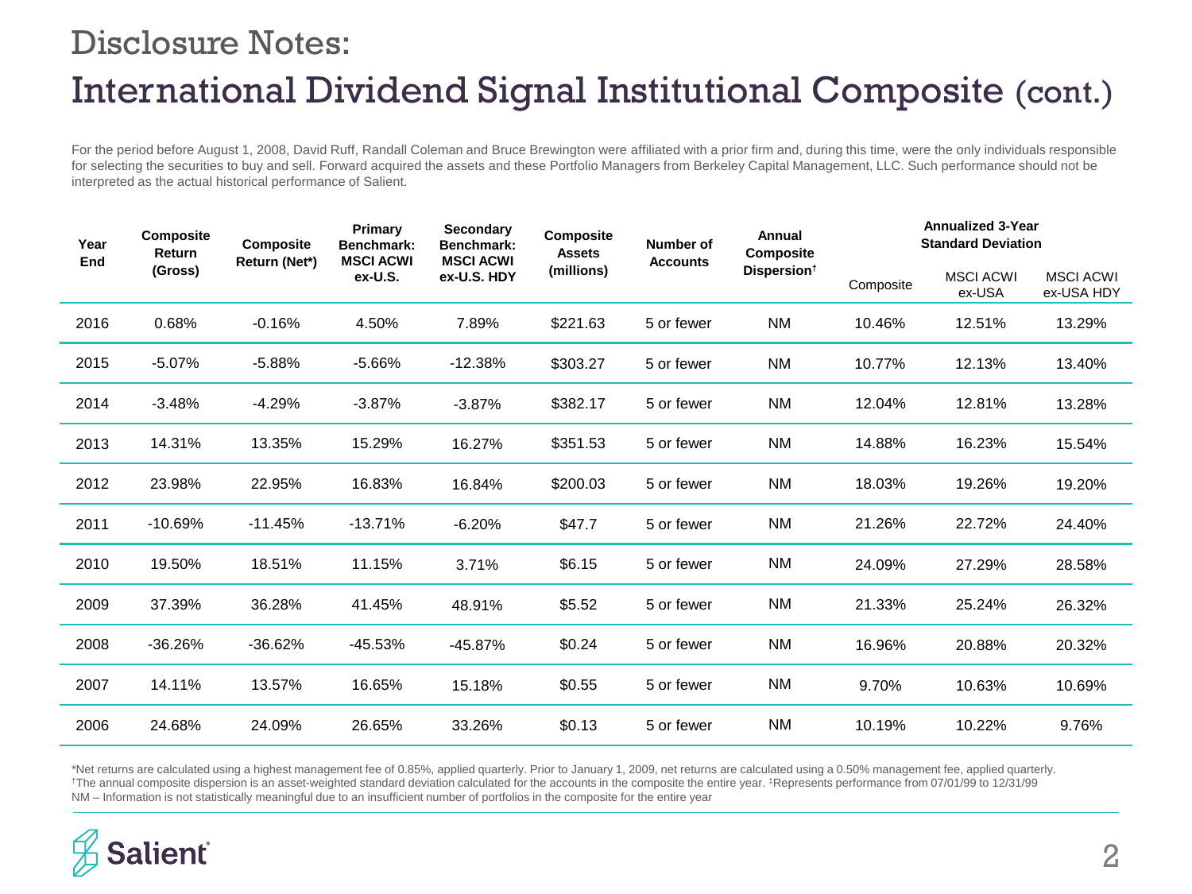# Disclosure Notes:

## International Dividend Signal Institutional Composite (cont.)

For the period before August 1, 2008, David Ruff, Randall Coleman and Bruce Brewington were affiliated with a prior firm and, during this time, were the only individuals responsible for selecting the securities to buy and sell. Forward acquired the assets and these Portfolio Managers from Berkeley Capital Management, LLC. Such performance should not be interpreted as the actual historical performance of Salient.

| Year End | Composite Return (Gross) | Composite Return (Net*) | Primary Benchmark: MSCI ACWI ex-U.S. | Secondary Benchmark: MSCI ACWI ex-U.S. HDY | Composite Assets (millions) | Number of Accounts | Annual Composite Dispersion† | Annualized 3-Year Standard Deviation | | |
|---|---|---|---|---|---|---|---|---|---|---|
| | | | | | | | | Composite | MSCI ACWI ex-USA | MSCI ACWI ex-USA HDY |
| 2016 | 0.68% | -0.16% | 4.50% | 7.89% | $221.63 | 5 or fewer | NM | 10.46% | 12.51% | 13.29% |
| 2015 | -5.07% | -5.88% | -5.66% | -12.38% | $303.27 | 5 or fewer | NM | 10.77% | 12.13% | 13.40% |
| 2014 | -3.48% | -4.29% | -3.87% | -3.87% | $382.17 | 5 or fewer | NM | 12.04% | 12.81% | 13.28% |
| 2013 | 14.31% | 13.35% | 15.29% | 16.27% | $351.53 | 5 or fewer | NM | 14.88% | 16.23% | 15.54% |
| 2012 | 23.98% | 22.95% | 16.83% | 16.84% | $200.03 | 5 or fewer | NM | 18.03% | 19.26% | 19.20% |
| 2011 | -10.69% | -11.45% | -13.71% | -6.20% | $47.7 | 5 or fewer | NM | 21.26% | 22.72% | 24.40% |
| 2010 | 19.50% | 18.51% | 11.15% | 3.71% | $6.15 | 5 or fewer | NM | 24.09% | 27.29% | 28.58% |
| 2009 | 37.39% | 36.28% | 41.45% | 48.91% | $5.52 | 5 or fewer | NM | 21.33% | 25.24% | 26.32% |
| 2008 | -36.26% | -36.62% | -45.53% | -45.87% | $0.24 | 5 or fewer | NM | 16.96% | 20.88% | 20.32% |
| 2007 | 14.11% | 13.57% | 16.65% | 15.18% | $0.55 | 5 or fewer | NM | 9.70% | 10.63% | 10.69% |
| 2006 | 24.68% | 24.09% | 26.65% | 33.26% | $0.13 | 5 or fewer | NM | 10.19% | 10.22% | 9.76% |

*Net returns are calculated using a highest management fee of 0.85%, applied quarterly. Prior to January 1, 2009, net returns are calculated using a 0.50% management fee, applied quarterly.
†The annual composite dispersion is an asset-weighted standard deviation calculated for the accounts in the composite the entire year. ‡Represents performance from 07/01/99 to 12/31/99
NM – Information is not statistically meaningful due to an insufficient number of portfolios in the composite for the entire year

Salient